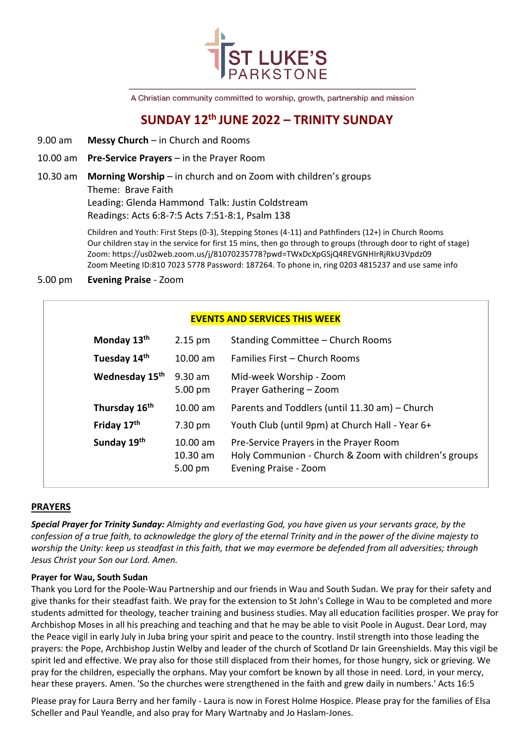# ST LUKE'S PARKSTONE

A Christian community committed to worship, growth, partnership and mission

## SUNDAY 12th JUNE 2022 – TRINITY SUNDAY

9.00 am **Messy Church** – in Church and Rooms

10.00 am **Pre-Service Prayers** – in the Prayer Room

10.30 am **Morning Worship** – in church and on Zoom with children's groups
Theme: Brave Faith
Leading: Glenda Hammond Talk: Justin Coldstream
Readings: Acts 6:8-7:5 Acts 7:51-8:1, Psalm 138

Children and Youth: First Steps (0-3), Stepping Stones (4-11) and Pathfinders (12+) in Church Rooms
Our children stay in the service for first 15 mins, then go through to groups (through door to right of stage)
Zoom: https://us02web.zoom.us/j/81070235778?pwd=TWxDcXpGSjQ4REVGNHIrRjRkU3Vpdz09
Zoom Meeting ID:810 7023 5778 Password: 187264. To phone in, ring 0203 4815237 and use same info

5.00 pm **Evening Praise** - Zoom

### EVENTS AND SERVICES THIS WEEK

| | | |
|---|---|---|
| **Monday 13th** | 2.15 pm | Standing Committee – Church Rooms |
| **Tuesday 14th** | 10.00 am | Families First – Church Rooms |
| **Wednesday 15th** | 9.30 am<br>5.00 pm | Mid-week Worship - Zoom<br>Prayer Gathering – Zoom |
| **Thursday 16th** | 10.00 am | Parents and Toddlers (until 11.30 am) – Church |
| **Friday 17th** | 7.30 pm | Youth Club (until 9pm) at Church Hall - Year 6+ |
| **Sunday 19th** | 10.00 am<br>10.30 am<br>5.00 pm | Pre-Service Prayers in the Prayer Room<br>Holy Communion - Church & Zoom with children's groups<br>Evening Praise - Zoom |

## PRAYERS

***Special Prayer for Trinity Sunday:*** *Almighty and everlasting God, you have given us your servants grace, by the confession of a true faith, to acknowledge the glory of the eternal Trinity and in the power of the divine majesty to worship the Unity: keep us steadfast in this faith, that we may evermore be defended from all adversities; through Jesus Christ your Son our Lord. Amen.*

**Prayer for Wau, South Sudan**

Thank you Lord for the Poole-Wau Partnership and our friends in Wau and South Sudan. We pray for their safety and give thanks for their steadfast faith. We pray for the extension to St John's College in Wau to be completed and more students admitted for theology, teacher training and business studies. May all education facilities prosper. We pray for Archbishop Moses in all his preaching and teaching and that he may be able to visit Poole in August. Dear Lord, may the Peace vigil in early July in Juba bring your spirit and peace to the country. Instil strength into those leading the prayers: the Pope, Archbishop Justin Welby and leader of the church of Scotland Dr Iain Greenshields. May this vigil be spirit led and effective. We pray also for those still displaced from their homes, for those hungry, sick or grieving. We pray for the children, especially the orphans. May your comfort be known by all those in need. Lord, in your mercy, hear these prayers. Amen. 'So the churches were strengthened in the faith and grew daily in numbers.' Acts 16:5

Please pray for Laura Berry and her family - Laura is now in Forest Holme Hospice. Please pray for the families of Elsa Scheller and Paul Yeandle, and also pray for Mary Wartnaby and Jo Haslam-Jones.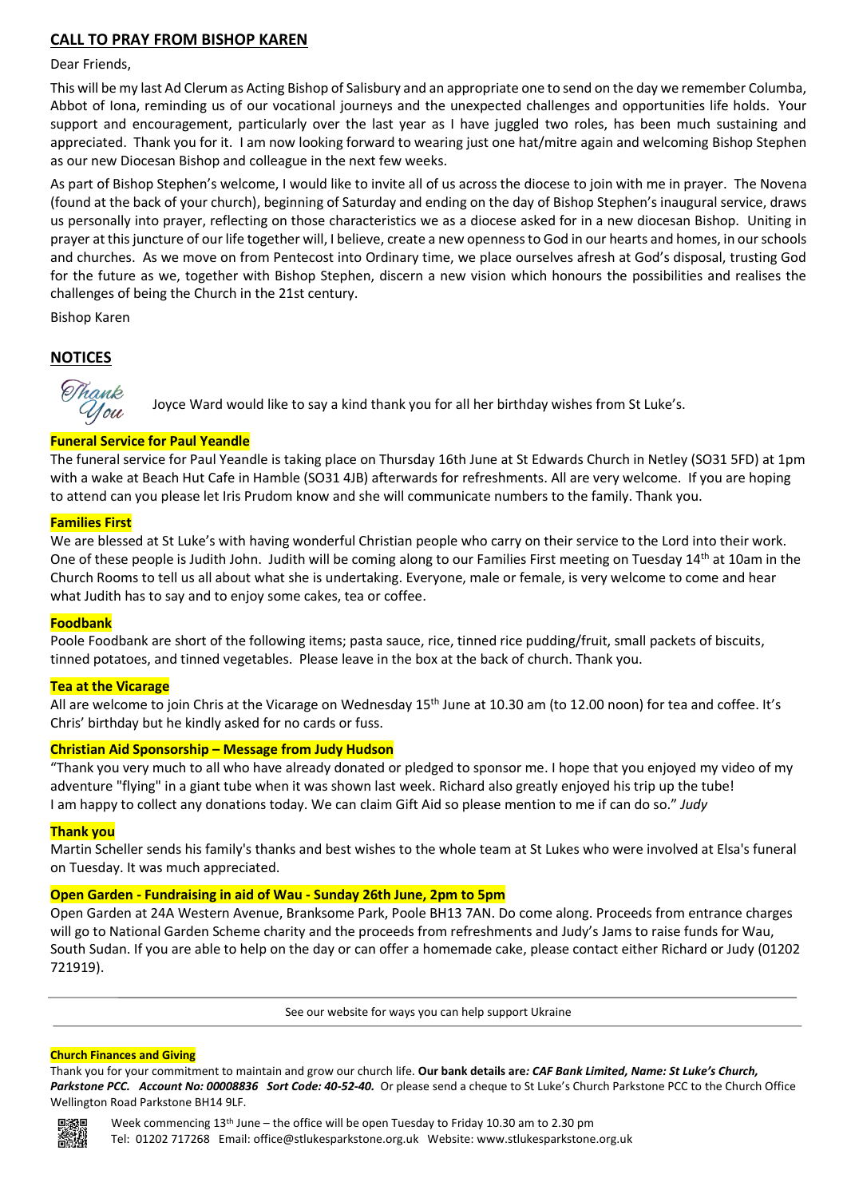## CALL TO PRAY FROM BISHOP KAREN

Dear Friends,

This will be my last Ad Clerum as Acting Bishop of Salisbury and an appropriate one to send on the day we remember Columba, Abbot of Iona, reminding us of our vocational journeys and the unexpected challenges and opportunities life holds. Your support and encouragement, particularly over the last year as I have juggled two roles, has been much sustaining and appreciated. Thank you for it. I am now looking forward to wearing just one hat/mitre again and welcoming Bishop Stephen as our new Diocesan Bishop and colleague in the next few weeks.

As part of Bishop Stephen's welcome, I would like to invite all of us across the diocese to join with me in prayer. The Novena (found at the back of your church), beginning of Saturday and ending on the day of Bishop Stephen's inaugural service, draws us personally into prayer, reflecting on those characteristics we as a diocese asked for in a new diocesan Bishop. Uniting in prayer at this juncture of our life together will, I believe, create a new openness to God in our hearts and homes, in our schools and churches. As we move on from Pentecost into Ordinary time, we place ourselves afresh at God's disposal, trusting God for the future as we, together with Bishop Stephen, discern a new vision which honours the possibilities and realises the challenges of being the Church in the 21st century.

Bishop Karen

## NOTICES

Thank You

Joyce Ward would like to say a kind thank you for all her birthday wishes from St Luke's.

**Funeral Service for Paul Yeandle**

The funeral service for Paul Yeandle is taking place on Thursday 16th June at St Edwards Church in Netley (SO31 5FD) at 1pm with a wake at Beach Hut Cafe in Hamble (SO31 4JB) afterwards for refreshments. All are very welcome. If you are hoping to attend can you please let Iris Prudom know and she will communicate numbers to the family. Thank you.

**Families First**

We are blessed at St Luke's with having wonderful Christian people who carry on their service to the Lord into their work. One of these people is Judith John. Judith will be coming along to our Families First meeting on Tuesday 14th at 10am in the Church Rooms to tell us all about what she is undertaking. Everyone, male or female, is very welcome to come and hear what Judith has to say and to enjoy some cakes, tea or coffee.

**Foodbank**

Poole Foodbank are short of the following items; pasta sauce, rice, tinned rice pudding/fruit, small packets of biscuits, tinned potatoes, and tinned vegetables. Please leave in the box at the back of church. Thank you.

**Tea at the Vicarage**

All are welcome to join Chris at the Vicarage on Wednesday 15th June at 10.30 am (to 12.00 noon) for tea and coffee. It's Chris' birthday but he kindly asked for no cards or fuss.

**Christian Aid Sponsorship – Message from Judy Hudson**

"Thank you very much to all who have already donated or pledged to sponsor me. I hope that you enjoyed my video of my adventure "flying" in a giant tube when it was shown last week. Richard also greatly enjoyed his trip up the tube!
I am happy to collect any donations today. We can claim Gift Aid so please mention to me if can do so." *Judy*

**Thank you**

Martin Scheller sends his family's thanks and best wishes to the whole team at St Lukes who were involved at Elsa's funeral on Tuesday. It was much appreciated.

**Open Garden - Fundraising in aid of Wau - Sunday 26th June, 2pm to 5pm**

Open Garden at 24A Western Avenue, Branksome Park, Poole BH13 7AN. Do come along. Proceeds from entrance charges will go to National Garden Scheme charity and the proceeds from refreshments and Judy's Jams to raise funds for Wau, South Sudan. If you are able to help on the day or can offer a homemade cake, please contact either Richard or Judy (01202 721919).

---

See our website for ways you can help support Ukraine

---

**Church Finances and Giving**

Thank you for your commitment to maintain and grow our church life. **Our bank details are*: CAF Bank Limited, Name: St Luke's Church, Parkstone PCC. Account No: 00008836 Sort Code: 40-52-40.*** Or please send a cheque to St Luke's Church Parkstone PCC to the Church Office Wellington Road Parkstone BH14 9LF.

Week commencing 13th June – the office will be open Tuesday to Friday 10.30 am to 2.30 pm
Tel: 01202 717268 Email: office@stlukesparkstone.org.uk Website: www.stlukesparkstone.org.uk